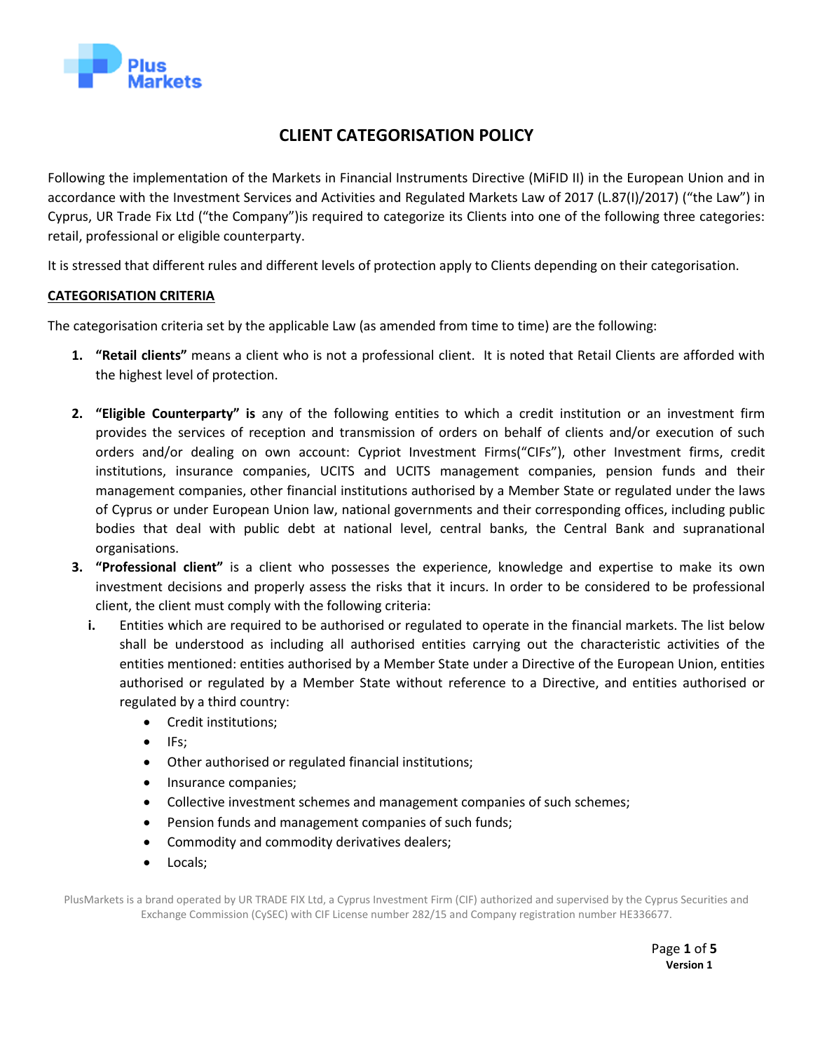# CLIENT CATEGORISATION POLICY

Following the implementation of the Markets in Financial Instruments Directive (MiFID II) in the European Union and in accordance with the Investment Services and Activities and Regulated Markets Law of 2017 (L.87(I)/2017) ("the Law") in Cyprus, UR Trade Fix Ltd ("the Company")is required to categorize its Clients into one of the following three categories: retail, professional or eligible counterparty.

It is stressed that different rules and different levels of protection apply to Clients depending on their categorisation.

## CATEGORISATION CRITERIA

The categorisation criteria set by the applicable Law (as amended from time to time) are the following:

1. **"Retail clients"** means a client who is not a professional client. It is noted that Retail Clients are afforded with the highest level of protection.

2. **"Eligible Counterparty" is** any of the following entities to which a credit institution or an investment firm provides the services of reception and transmission of orders on behalf of clients and/or execution of such orders and/or dealing on own account: Cypriot Investment Firms("CIFs"), other Investment firms, credit institutions, insurance companies, UCITS and UCITS management companies, pension funds and their management companies, other financial institutions authorised by a Member State or regulated under the laws of Cyprus or under European Union law, national governments and their corresponding offices, including public bodies that deal with public debt at national level, central banks, the Central Bank and supranational organisations.

3. **"Professional client"** is a client who possesses the experience, knowledge and expertise to make its own investment decisions and properly assess the risks that it incurs. In order to be considered to be professional client, the client must comply with the following criteria:

   **i.** Entities which are required to be authorised or regulated to operate in the financial markets. The list below shall be understood as including all authorised entities carrying out the characteristic activities of the entities mentioned: entities authorised by a Member State under a Directive of the European Union, entities authorised or regulated by a Member State without reference to a Directive, and entities authorised or regulated by a third country:

   - Credit institutions;
   - IFs;
   - Other authorised or regulated financial institutions;
   - Insurance companies;
   - Collective investment schemes and management companies of such schemes;
   - Pension funds and management companies of such funds;
   - Commodity and commodity derivatives dealers;
   - Locals;

PlusMarkets is a brand operated by UR TRADE FIX Ltd, a Cyprus Investment Firm (CIF) authorized and supervised by the Cyprus Securities and Exchange Commission (CySEC) with CIF License number 282/15 and Company registration number HE336677.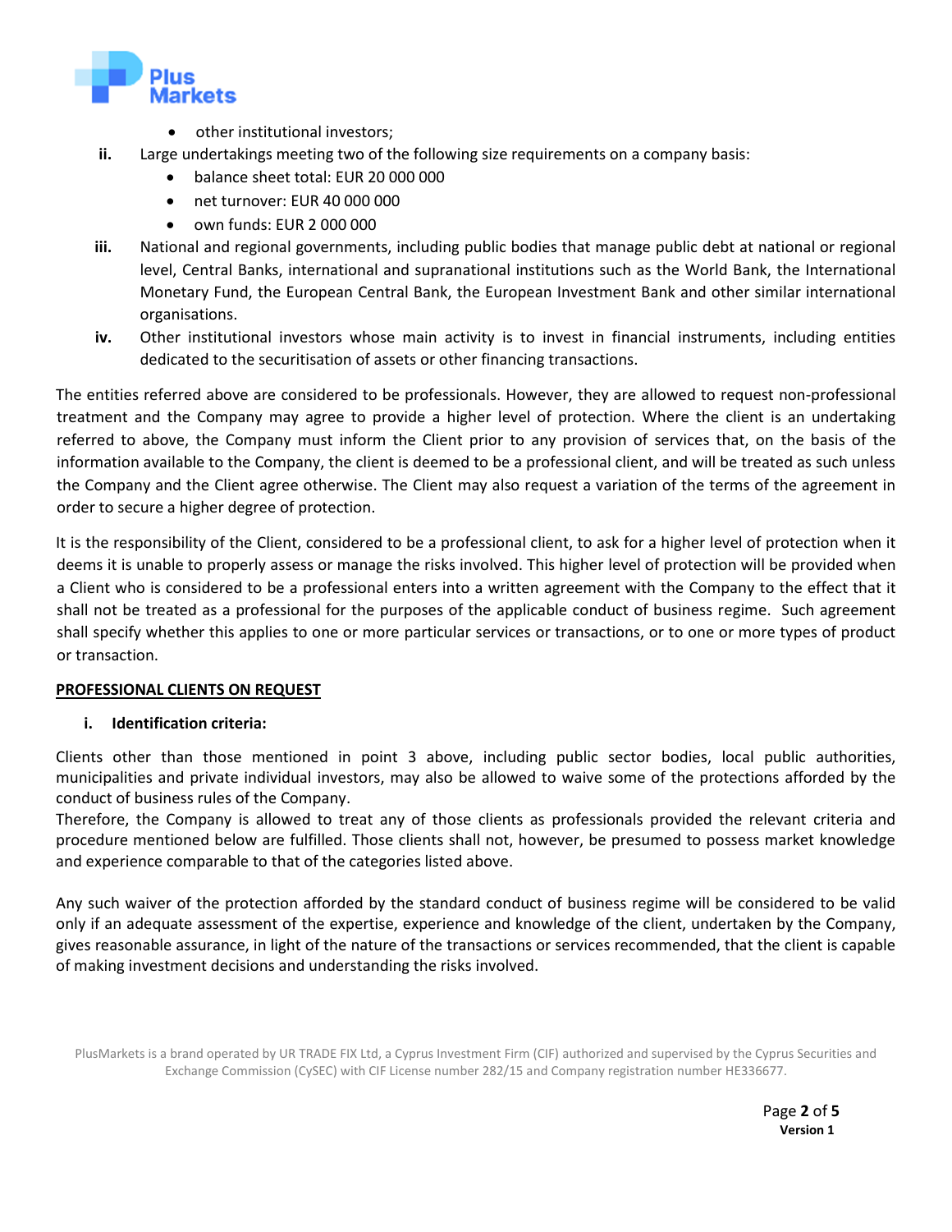- other institutional investors;

ii. Large undertakings meeting two of the following size requirements on a company basis:
    - balance sheet total: EUR 20 000 000
    - net turnover: EUR 40 000 000
    - own funds: EUR 2 000 000

iii. National and regional governments, including public bodies that manage public debt at national or regional level, Central Banks, international and supranational institutions such as the World Bank, the International Monetary Fund, the European Central Bank, the European Investment Bank and other similar international organisations.

iv. Other institutional investors whose main activity is to invest in financial instruments, including entities dedicated to the securitisation of assets or other financing transactions.

The entities referred above are considered to be professionals. However, they are allowed to request non-professional treatment and the Company may agree to provide a higher level of protection. Where the client is an undertaking referred to above, the Company must inform the Client prior to any provision of services that, on the basis of the information available to the Company, the client is deemed to be a professional client, and will be treated as such unless the Company and the Client agree otherwise. The Client may also request a variation of the terms of the agreement in order to secure a higher degree of protection.

It is the responsibility of the Client, considered to be a professional client, to ask for a higher level of protection when it deems it is unable to properly assess or manage the risks involved. This higher level of protection will be provided when a Client who is considered to be a professional enters into a written agreement with the Company to the effect that it shall not be treated as a professional for the purposes of the applicable conduct of business regime. Such agreement shall specify whether this applies to one or more particular services or transactions, or to one or more types of product or transaction.

**PROFESSIONAL CLIENTS ON REQUEST**

**i. Identification criteria:**

Clients other than those mentioned in point 3 above, including public sector bodies, local public authorities, municipalities and private individual investors, may also be allowed to waive some of the protections afforded by the conduct of business rules of the Company.
Therefore, the Company is allowed to treat any of those clients as professionals provided the relevant criteria and procedure mentioned below are fulfilled. Those clients shall not, however, be presumed to possess market knowledge and experience comparable to that of the categories listed above.

Any such waiver of the protection afforded by the standard conduct of business regime will be considered to be valid only if an adequate assessment of the expertise, experience and knowledge of the client, undertaken by the Company, gives reasonable assurance, in light of the nature of the transactions or services recommended, that the client is capable of making investment decisions and understanding the risks involved.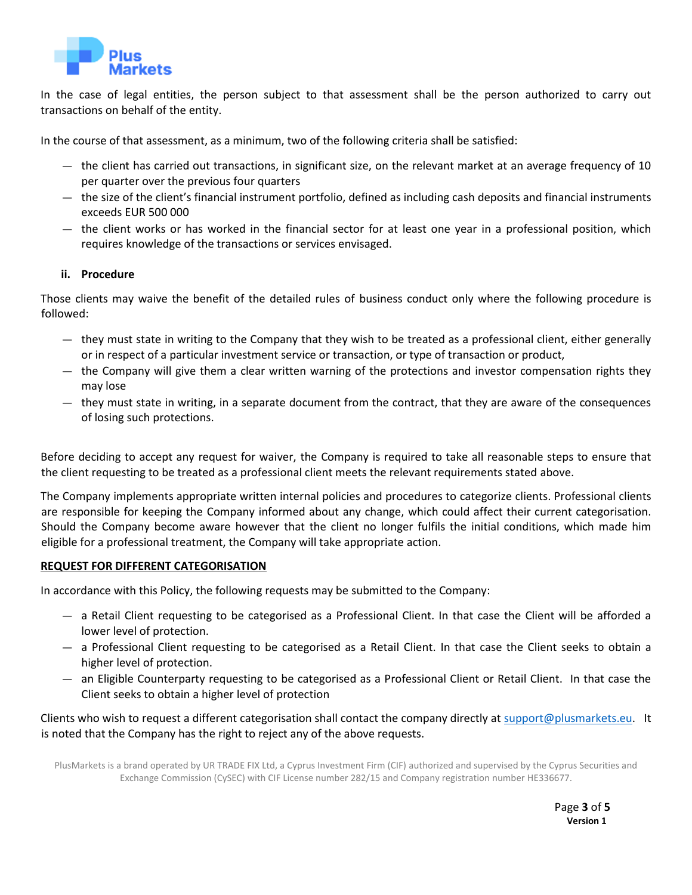In the case of legal entities, the person subject to that assessment shall be the person authorized to carry out transactions on behalf of the entity.

In the course of that assessment, as a minimum, two of the following criteria shall be satisfied:

- the client has carried out transactions, in significant size, on the relevant market at an average frequency of 10 per quarter over the previous four quarters
- the size of the client's financial instrument portfolio, defined as including cash deposits and financial instruments exceeds EUR 500 000
- the client works or has worked in the financial sector for at least one year in a professional position, which requires knowledge of the transactions or services envisaged.

**ii. Procedure**

Those clients may waive the benefit of the detailed rules of business conduct only where the following procedure is followed:

- they must state in writing to the Company that they wish to be treated as a professional client, either generally or in respect of a particular investment service or transaction, or type of transaction or product,
- the Company will give them a clear written warning of the protections and investor compensation rights they may lose
- they must state in writing, in a separate document from the contract, that they are aware of the consequences of losing such protections.

Before deciding to accept any request for waiver, the Company is required to take all reasonable steps to ensure that the client requesting to be treated as a professional client meets the relevant requirements stated above.

The Company implements appropriate written internal policies and procedures to categorize clients. Professional clients are responsible for keeping the Company informed about any change, which could affect their current categorisation. Should the Company become aware however that the client no longer fulfils the initial conditions, which made him eligible for a professional treatment, the Company will take appropriate action.

**REQUEST FOR DIFFERENT CATEGORISATION**

In accordance with this Policy, the following requests may be submitted to the Company:

- a Retail Client requesting to be categorised as a Professional Client. In that case the Client will be afforded a lower level of protection.
- a Professional Client requesting to be categorised as a Retail Client. In that case the Client seeks to obtain a higher level of protection.
- an Eligible Counterparty requesting to be categorised as a Professional Client or Retail Client. In that case the Client seeks to obtain a higher level of protection

Clients who wish to request a different categorisation shall contact the company directly at support@plusmarkets.eu. It is noted that the Company has the right to reject any of the above requests.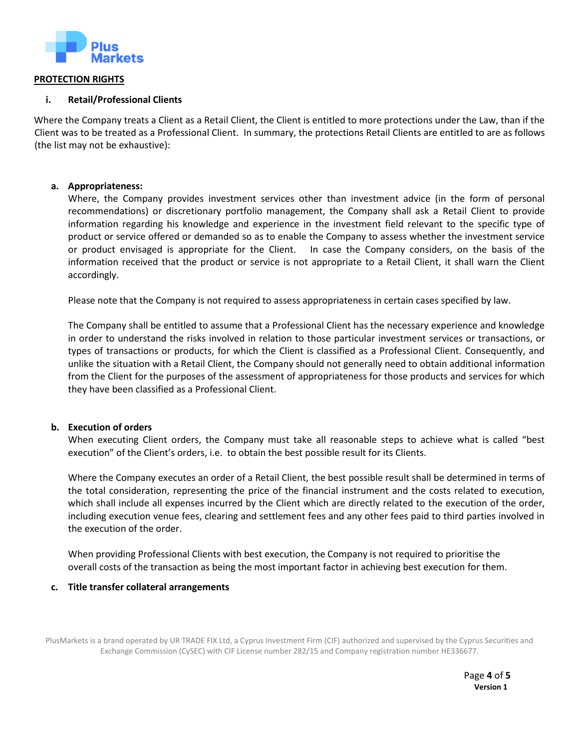## PROTECTION RIGHTS

### i. Retail/Professional Clients

Where the Company treats a Client as a Retail Client, the Client is entitled to more protections under the Law, than if the Client was to be treated as a Professional Client. In summary, the protections Retail Clients are entitled to are as follows (the list may not be exhaustive):

**a. Appropriateness:**

Where, the Company provides investment services other than investment advice (in the form of personal recommendations) or discretionary portfolio management, the Company shall ask a Retail Client to provide information regarding his knowledge and experience in the investment field relevant to the specific type of product or service offered or demanded so as to enable the Company to assess whether the investment service or product envisaged is appropriate for the Client. In case the Company considers, on the basis of the information received that the product or service is not appropriate to a Retail Client, it shall warn the Client accordingly.

Please note that the Company is not required to assess appropriateness in certain cases specified by law.

The Company shall be entitled to assume that a Professional Client has the necessary experience and knowledge in order to understand the risks involved in relation to those particular investment services or transactions, or types of transactions or products, for which the Client is classified as a Professional Client. Consequently, and unlike the situation with a Retail Client, the Company should not generally need to obtain additional information from the Client for the purposes of the assessment of appropriateness for those products and services for which they have been classified as a Professional Client.

**b. Execution of orders**

When executing Client orders, the Company must take all reasonable steps to achieve what is called "best execution" of the Client's orders, i.e. to obtain the best possible result for its Clients.

Where the Company executes an order of a Retail Client, the best possible result shall be determined in terms of the total consideration, representing the price of the financial instrument and the costs related to execution, which shall include all expenses incurred by the Client which are directly related to the execution of the order, including execution venue fees, clearing and settlement fees and any other fees paid to third parties involved in the execution of the order.

When providing Professional Clients with best execution, the Company is not required to prioritise the overall costs of the transaction as being the most important factor in achieving best execution for them.

**c. Title transfer collateral arrangements**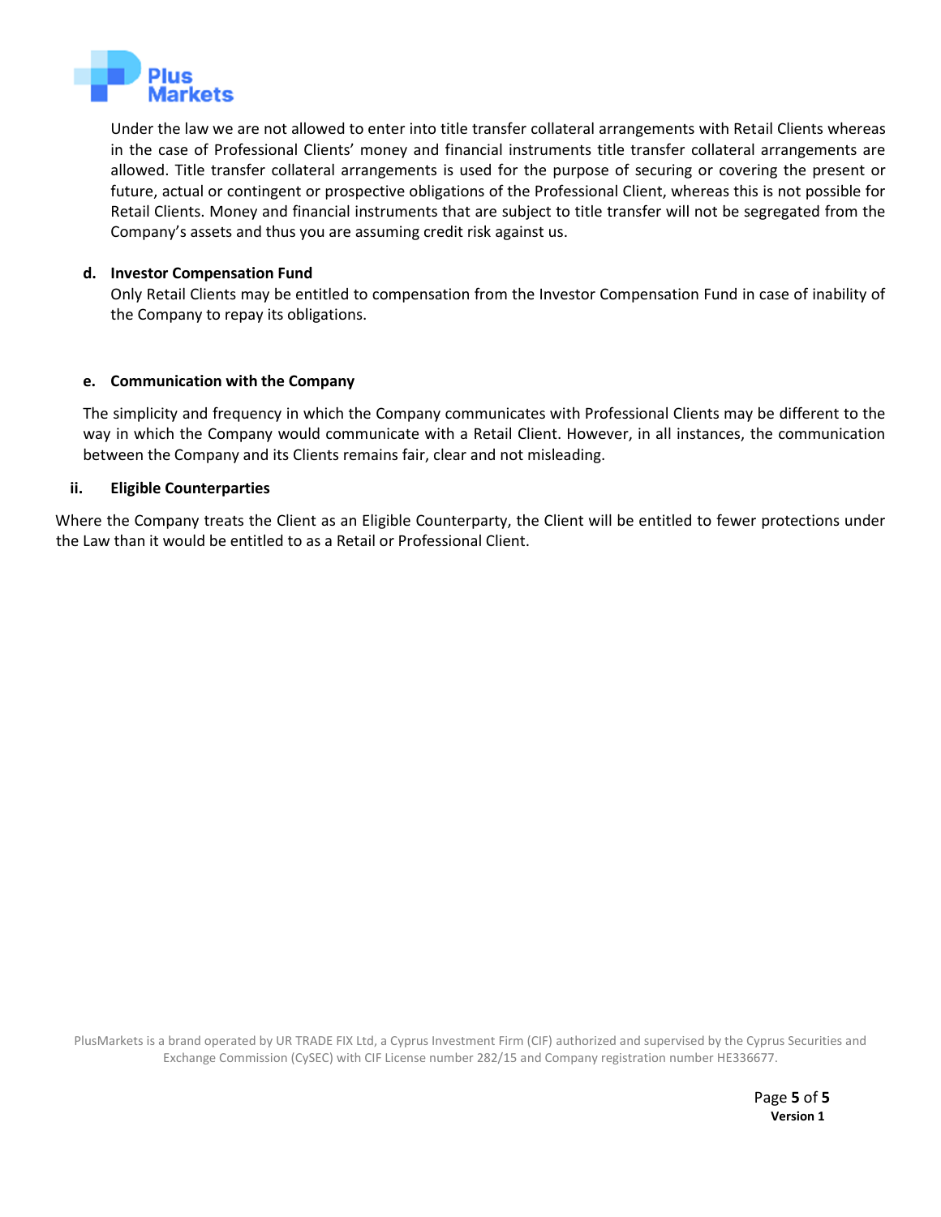Under the law we are not allowed to enter into title transfer collateral arrangements with Retail Clients whereas in the case of Professional Clients' money and financial instruments title transfer collateral arrangements are allowed. Title transfer collateral arrangements is used for the purpose of securing or covering the present or future, actual or contingent or prospective obligations of the Professional Client, whereas this is not possible for Retail Clients. Money and financial instruments that are subject to title transfer will not be segregated from the Company's assets and thus you are assuming credit risk against us.

**d. Investor Compensation Fund**

Only Retail Clients may be entitled to compensation from the Investor Compensation Fund in case of inability of the Company to repay its obligations.

**e. Communication with the Company**

The simplicity and frequency in which the Company communicates with Professional Clients may be different to the way in which the Company would communicate with a Retail Client. However, in all instances, the communication between the Company and its Clients remains fair, clear and not misleading.

**ii. Eligible Counterparties**

Where the Company treats the Client as an Eligible Counterparty, the Client will be entitled to fewer protections under the Law than it would be entitled to as a Retail or Professional Client.